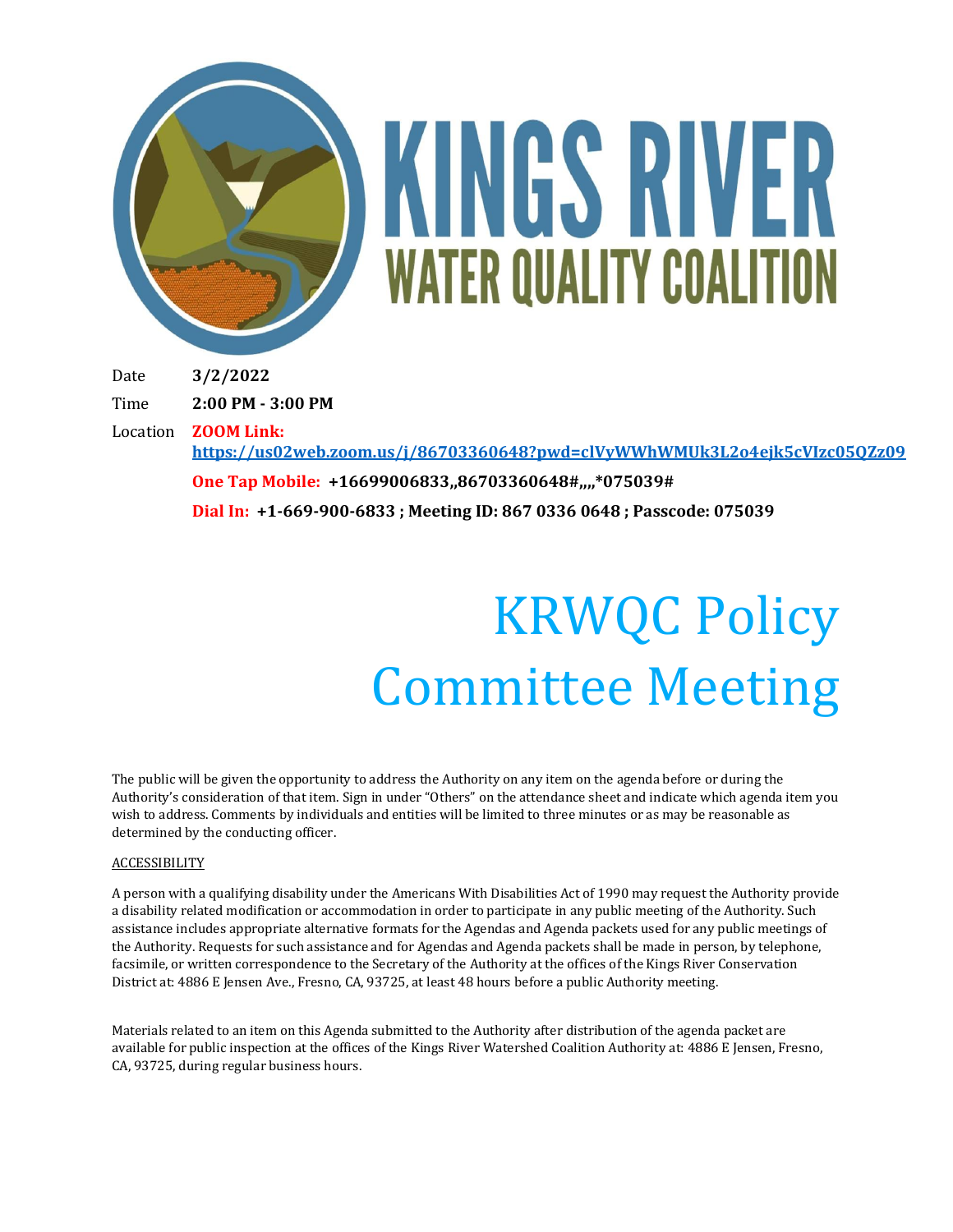# KINGS RIVER WATER QUALITY COALITION

Date **3/2/2022**

Time **2:00 PM - 3:00 PM**

Location **ZOOM Link:** **https://us02web.zoom.us/j/86703360648?pwd=clVyWWhWMUk3L2o4ejk5cVIzc05QZz09**

**One Tap Mobile: +16699006833,,86703360648#,,,,*075039#**

**Dial In: +1-669-900-6833 ; Meeting ID: 867 0336 0648 ; Passcode: 075039**

# KRWQC Policy Committee Meeting

The public will be given the opportunity to address the Authority on any item on the agenda before or during the Authority's consideration of that item. Sign in under "Others" on the attendance sheet and indicate which agenda item you wish to address. Comments by individuals and entities will be limited to three minutes or as may be reasonable as determined by the conducting officer.

ACCESSIBILITY

A person with a qualifying disability under the Americans With Disabilities Act of 1990 may request the Authority provide a disability related modification or accommodation in order to participate in any public meeting of the Authority. Such assistance includes appropriate alternative formats for the Agendas and Agenda packets used for any public meetings of the Authority. Requests for such assistance and for Agendas and Agenda packets shall be made in person, by telephone, facsimile, or written correspondence to the Secretary of the Authority at the offices of the Kings River Conservation District at: 4886 E Jensen Ave., Fresno, CA, 93725, at least 48 hours before a public Authority meeting.

Materials related to an item on this Agenda submitted to the Authority after distribution of the agenda packet are available for public inspection at the offices of the Kings River Watershed Coalition Authority at: 4886 E Jensen, Fresno, CA, 93725, during regular business hours.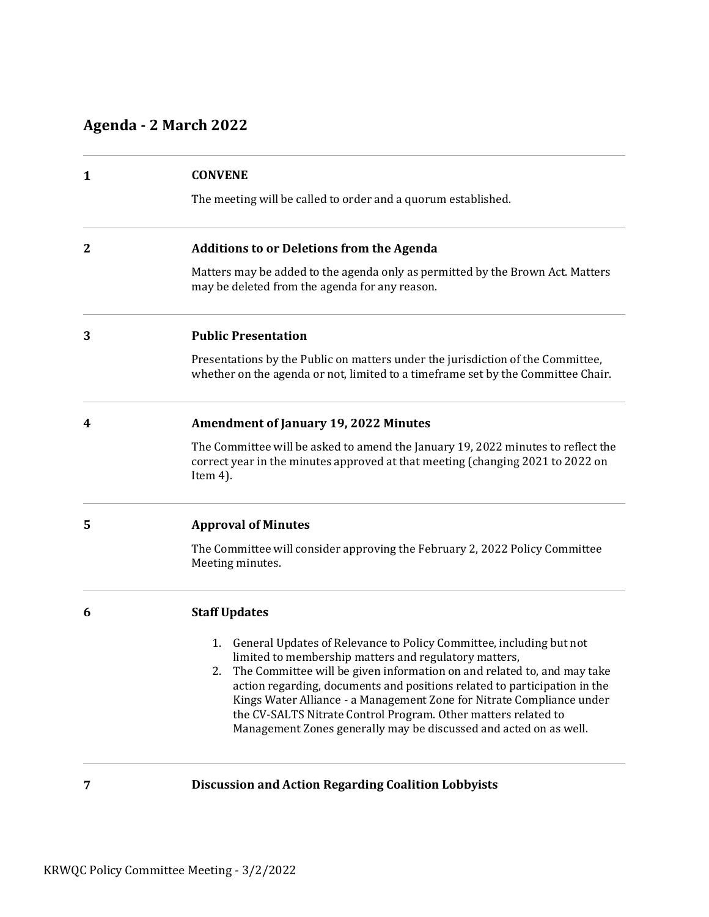## Agenda - 2 March 2022

**1** **CONVENE**

The meeting will be called to order and a quorum established.

**2** **Additions to or Deletions from the Agenda**

Matters may be added to the agenda only as permitted by the Brown Act. Matters may be deleted from the agenda for any reason.

**3** **Public Presentation**

Presentations by the Public on matters under the jurisdiction of the Committee, whether on the agenda or not, limited to a timeframe set by the Committee Chair.

**4** **Amendment of January 19, 2022 Minutes**

The Committee will be asked to amend the January 19, 2022 minutes to reflect the correct year in the minutes approved at that meeting (changing 2021 to 2022 on Item 4).

**5** **Approval of Minutes**

The Committee will consider approving the February 2, 2022 Policy Committee Meeting minutes.

**6** **Staff Updates**

1. General Updates of Relevance to Policy Committee, including but not limited to membership matters and regulatory matters,
2. The Committee will be given information on and related to, and may take action regarding, documents and positions related to participation in the Kings Water Alliance - a Management Zone for Nitrate Compliance under the CV-SALTS Nitrate Control Program. Other matters related to Management Zones generally may be discussed and acted on as well.

**7** **Discussion and Action Regarding Coalition Lobbyists**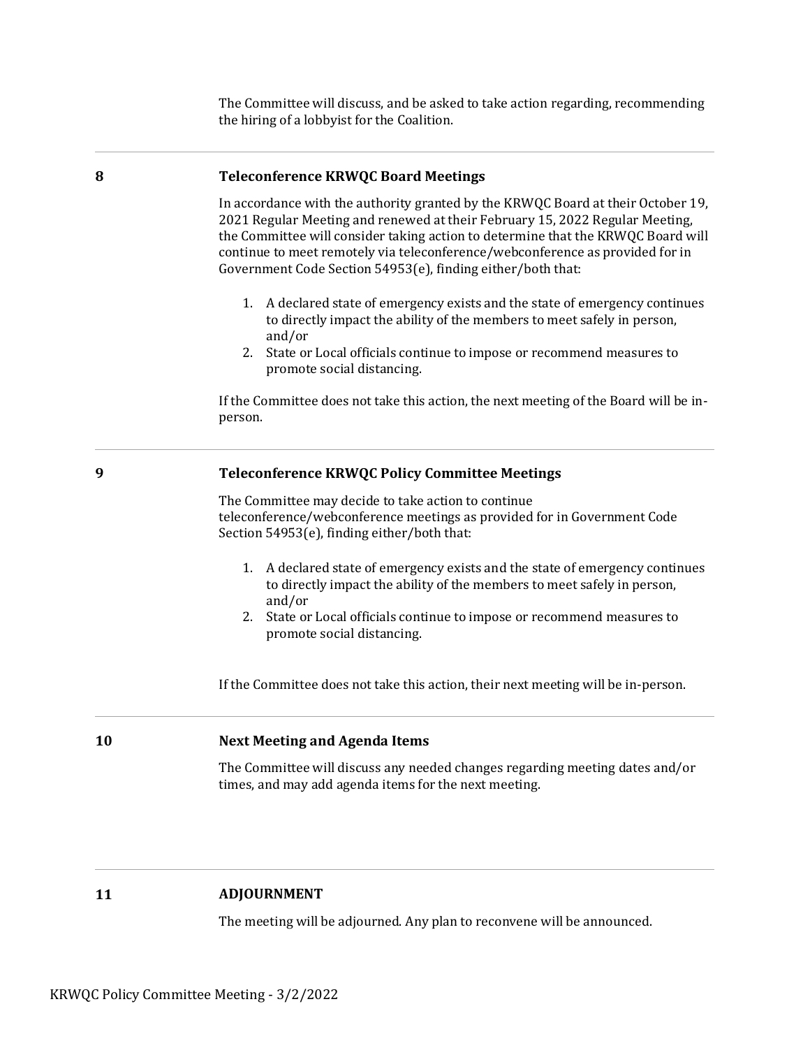The Committee will discuss, and be asked to take action regarding, recommending the hiring of a lobbyist for the Coalition.

---

**8** **Teleconference KRWQC Board Meetings**

In accordance with the authority granted by the KRWQC Board at their October 19, 2021 Regular Meeting and renewed at their February 15, 2022 Regular Meeting, the Committee will consider taking action to determine that the KRWQC Board will continue to meet remotely via teleconference/webconference as provided for in Government Code Section 54953(e), finding either/both that:

1. A declared state of emergency exists and the state of emergency continues to directly impact the ability of the members to meet safely in person, and/or
2. State or Local officials continue to impose or recommend measures to promote social distancing.

If the Committee does not take this action, the next meeting of the Board will be in-person.

---

**9** **Teleconference KRWQC Policy Committee Meetings**

The Committee may decide to take action to continue teleconference/webconference meetings as provided for in Government Code Section 54953(e), finding either/both that:

1. A declared state of emergency exists and the state of emergency continues to directly impact the ability of the members to meet safely in person, and/or
2. State or Local officials continue to impose or recommend measures to promote social distancing.

If the Committee does not take this action, their next meeting will be in-person.

---

**10** **Next Meeting and Agenda Items**

The Committee will discuss any needed changes regarding meeting dates and/or times, and may add agenda items for the next meeting.

---

**11** **ADJOURNMENT**

The meeting will be adjourned. Any plan to reconvene will be announced.